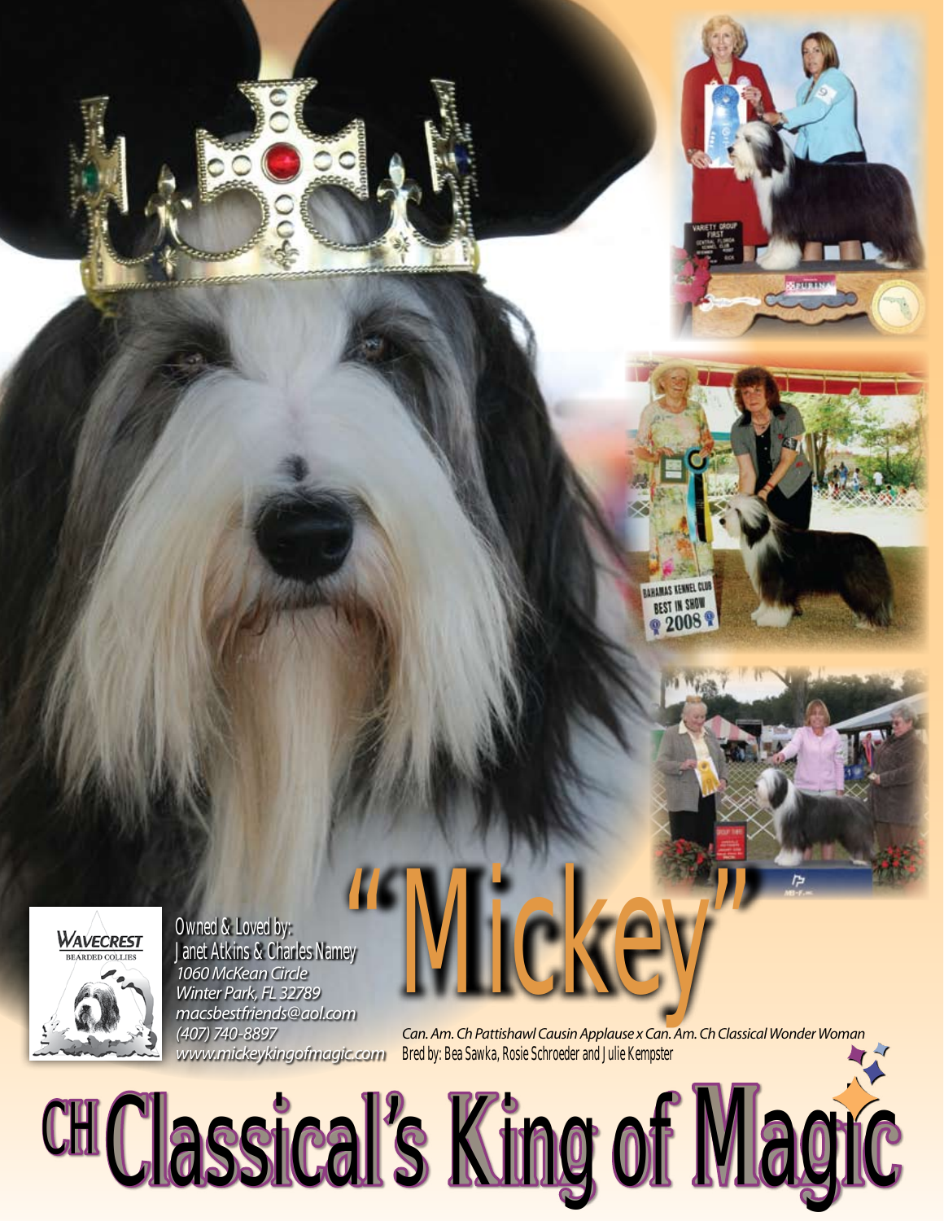# "Mickey"

Owned & Loved by:
Janet Atkins & Charles Namey
*1060 McKean Circle*
*Winter Park, FL 32789*
*macsbestfriends@aol.com*
*(407) 740-8897*
*www.mickeykingofmagic.com*

*Can. Am. Ch Pattishawl Causin Applause x Can. Am. Ch Classical Wonder Woman*
Bred by: Bea Sawka, Rosie Schroeder and Julie Kempster

# CH Classical's King of Magic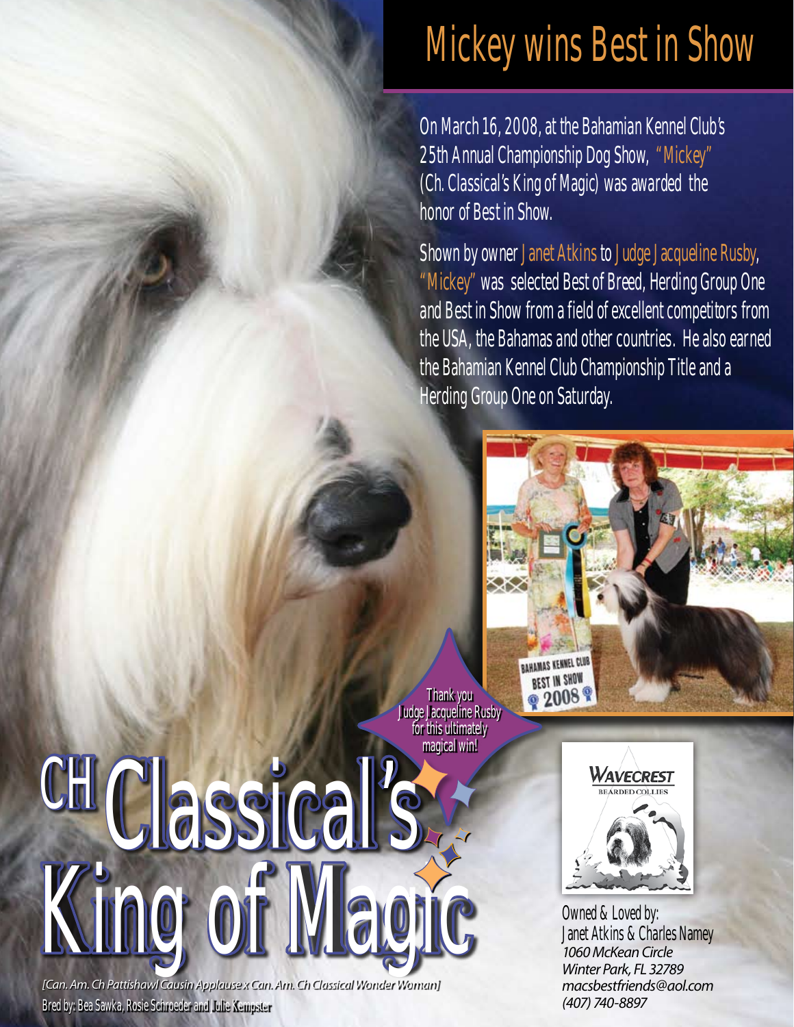# Mickey wins Best in Show

On March 16, 2008, at the Bahamian Kennel Club's 25th Annual Championship Dog Show, "Mickey" (Ch. Classical's King of Magic) was awarded the honor of Best in Show.

Shown by owner Janet Atkins to Judge Jacqueline Rusby, "Mickey" was selected Best of Breed, Herding Group One and Best in Show from a field of excellent competitors from the USA, the Bahamas and other countries. He also earned the Bahamian Kennel Club Championship Title and a Herding Group One on Saturday.

BAHAMAS KENNEL CLUB BEST IN SHOW 2008

Thank you Judge Jacqueline Rusby for this ultimately magical win!

# CH Classical's King of Magic

*[Can. Am. Ch Pattishawl Causin Applause x Can. Am. Ch Classical Wonder Woman]*

Bred by: Bea Sawka, Rosie Schroeder and Julie Kempster

WAVECREST BEARDED COLLIES

Owned & Loved by:
Janet Atkins & Charles Namey
*1060 McKean Circle*
*Winter Park, FL 32789*
*macsbestfriends@aol.com*
*(407) 740-8897*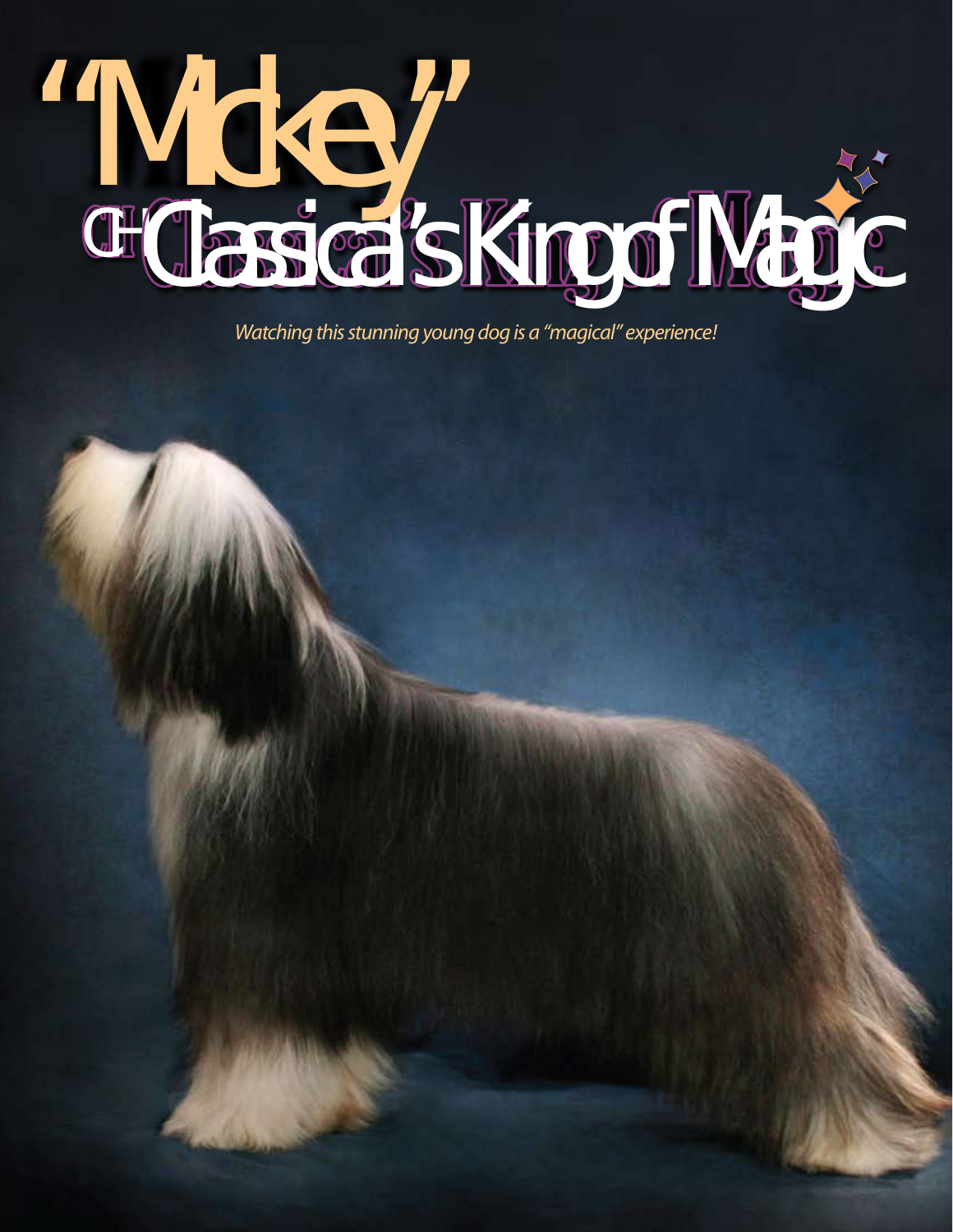# "Mickey"

## CH Classical's King of Magic

*Watching this stunning young dog is a "magical" experience!*